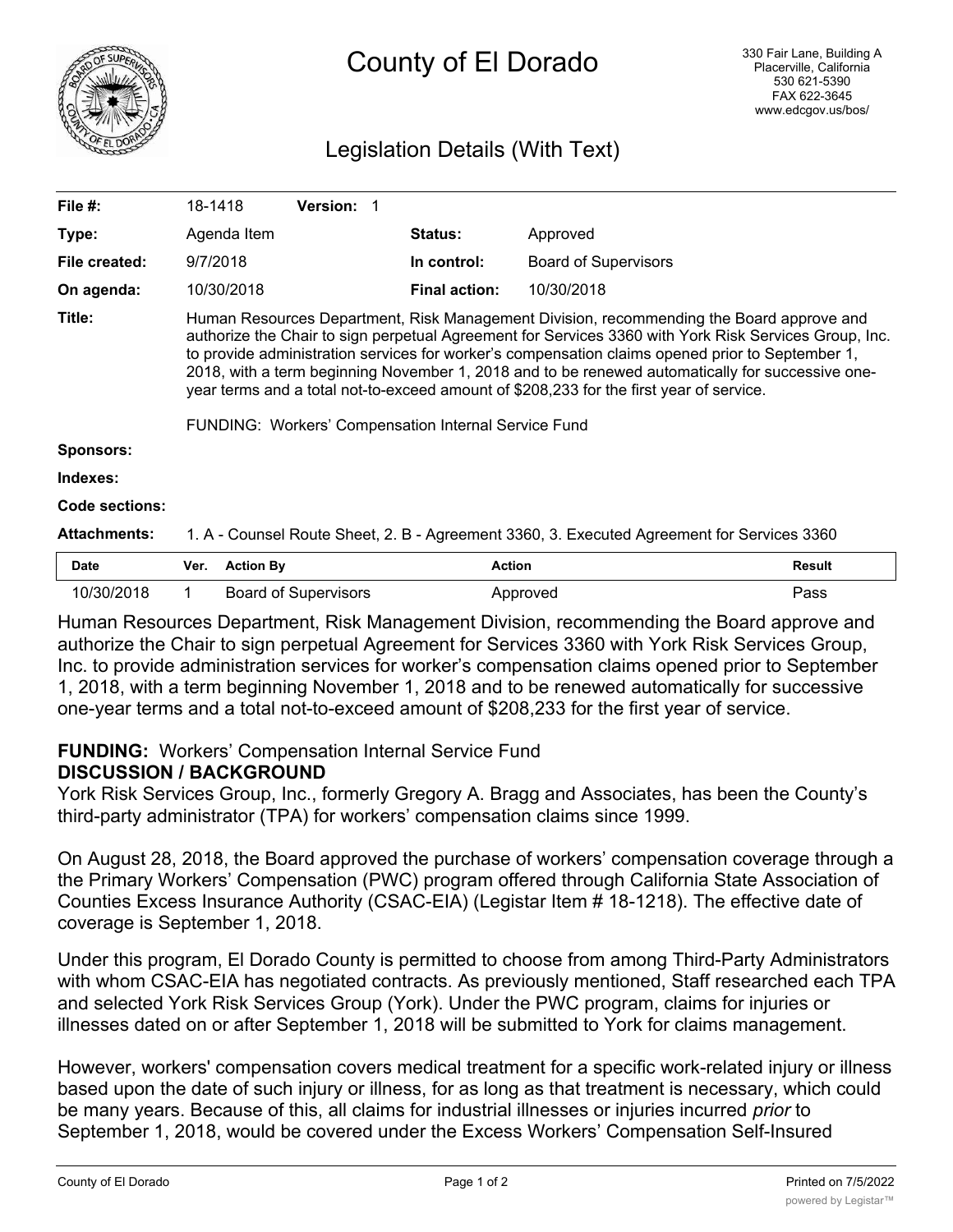# County of El Dorado

330 Fair Lane, Building A
Placerville, California
530 621-5390
FAX 622-3645
www.edcgov.us/bos/

## Legislation Details (With Text)

| | | | | |
|---|---|---|---|---|
| **File #:** | 18-1418 | **Version:** 1 | | |
| **Type:** | Agenda Item | | **Status:** | Approved |
| **File created:** | 9/7/2018 | | **In control:** | Board of Supervisors |
| **On agenda:** | 10/30/2018 | | **Final action:** | 10/30/2018 |

**Title:** Human Resources Department, Risk Management Division, recommending the Board approve and authorize the Chair to sign perpetual Agreement for Services 3360 with York Risk Services Group, Inc. to provide administration services for worker's compensation claims opened prior to September 1, 2018, with a term beginning November 1, 2018 and to be renewed automatically for successive one-year terms and a total not-to-exceed amount of $208,233 for the first year of service.

FUNDING: Workers' Compensation Internal Service Fund

**Sponsors:**

**Indexes:**

**Code sections:**

**Attachments:** 1. A - Counsel Route Sheet, 2. B - Agreement 3360, 3. Executed Agreement for Services 3360

| Date | Ver. | Action By | Action | Result |
|---|---|---|---|---|
| 10/30/2018 | 1 | Board of Supervisors | Approved | Pass |

Human Resources Department, Risk Management Division, recommending the Board approve and authorize the Chair to sign perpetual Agreement for Services 3360 with York Risk Services Group, Inc. to provide administration services for worker's compensation claims opened prior to September 1, 2018, with a term beginning November 1, 2018 and to be renewed automatically for successive one-year terms and a total not-to-exceed amount of $208,233 for the first year of service.

**FUNDING:** Workers' Compensation Internal Service Fund
**DISCUSSION / BACKGROUND**
York Risk Services Group, Inc., formerly Gregory A. Bragg and Associates, has been the County's third-party administrator (TPA) for workers' compensation claims since 1999.

On August 28, 2018, the Board approved the purchase of workers' compensation coverage through a the Primary Workers' Compensation (PWC) program offered through California State Association of Counties Excess Insurance Authority (CSAC-EIA) (Legistar Item # 18-1218). The effective date of coverage is September 1, 2018.

Under this program, El Dorado County is permitted to choose from among Third-Party Administrators with whom CSAC-EIA has negotiated contracts. As previously mentioned, Staff researched each TPA and selected York Risk Services Group (York). Under the PWC program, claims for injuries or illnesses dated on or after September 1, 2018 will be submitted to York for claims management.

However, workers' compensation covers medical treatment for a specific work-related injury or illness based upon the date of such injury or illness, for as long as that treatment is necessary, which could be many years. Because of this, all claims for industrial illnesses or injuries incurred *prior* to September 1, 2018, would be covered under the Excess Workers' Compensation Self-Insured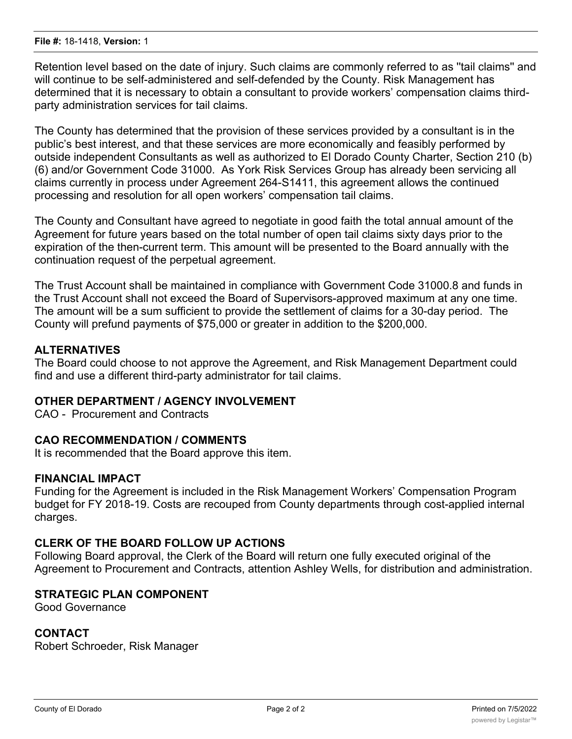Retention level based on the date of injury. Such claims are commonly referred to as "tail claims" and will continue to be self-administered and self-defended by the County. Risk Management has determined that it is necessary to obtain a consultant to provide workers' compensation claims third-party administration services for tail claims.

The County has determined that the provision of these services provided by a consultant is in the public's best interest, and that these services are more economically and feasibly performed by outside independent Consultants as well as authorized to El Dorado County Charter, Section 210 (b) (6) and/or Government Code 31000. As York Risk Services Group has already been servicing all claims currently in process under Agreement 264-S1411, this agreement allows the continued processing and resolution for all open workers' compensation tail claims.

The County and Consultant have agreed to negotiate in good faith the total annual amount of the Agreement for future years based on the total number of open tail claims sixty days prior to the expiration of the then-current term. This amount will be presented to the Board annually with the continuation request of the perpetual agreement.

The Trust Account shall be maintained in compliance with Government Code 31000.8 and funds in the Trust Account shall not exceed the Board of Supervisors-approved maximum at any one time. The amount will be a sum sufficient to provide the settlement of claims for a 30-day period. The County will prefund payments of $75,000 or greater in addition to the $200,000.

## ALTERNATIVES

The Board could choose to not approve the Agreement, and Risk Management Department could find and use a different third-party administrator for tail claims.

## OTHER DEPARTMENT / AGENCY INVOLVEMENT

CAO - Procurement and Contracts

## CAO RECOMMENDATION / COMMENTS

It is recommended that the Board approve this item.

## FINANCIAL IMPACT

Funding for the Agreement is included in the Risk Management Workers' Compensation Program budget for FY 2018-19. Costs are recouped from County departments through cost-applied internal charges.

## CLERK OF THE BOARD FOLLOW UP ACTIONS

Following Board approval, the Clerk of the Board will return one fully executed original of the Agreement to Procurement and Contracts, attention Ashley Wells, for distribution and administration.

## STRATEGIC PLAN COMPONENT

Good Governance

## CONTACT

Robert Schroeder, Risk Manager